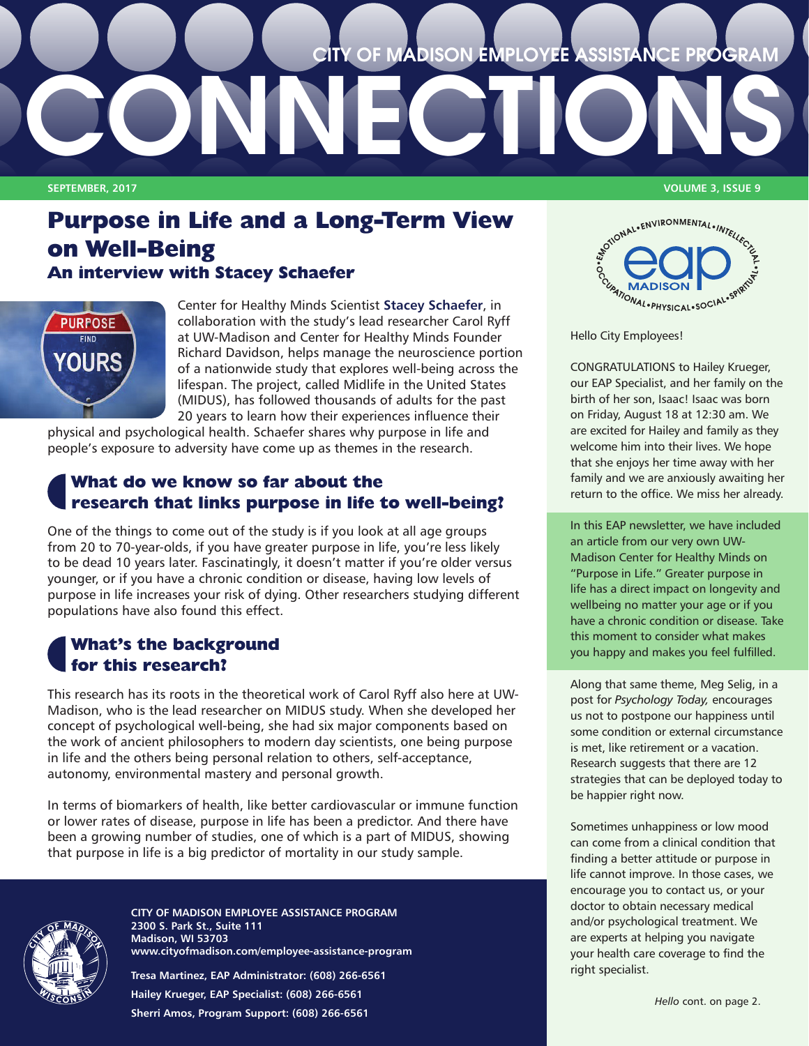# CITY OF MADISON EMPLOYEE ASSISTANCE PROGRAM

# CONNECTIONS

SEPTEMBER, 2017 — VOLUME 3, ISSUE 9

## Purpose in Life and a Long-Term View on Well-Being

### An interview with Stacey Schaefer

Center for Healthy Minds Scientist **Stacey Schaefer**, in collaboration with the study's lead researcher Carol Ryff at UW-Madison and Center for Healthy Minds Founder Richard Davidson, helps manage the neuroscience portion of a nationwide study that explores well-being across the lifespan. The project, called Midlife in the United States (MIDUS), has followed thousands of adults for the past 20 years to learn how their experiences influence their physical and psychological health. Schaefer shares why purpose in life and people's exposure to adversity have come up as themes in the research.

### What do we know so far about the research that links purpose in life to well-being?

One of the things to come out of the study is if you look at all age groups from 20 to 70-year-olds, if you have greater purpose in life, you're less likely to be dead 10 years later. Fascinatingly, it doesn't matter if you're older versus younger, or if you have a chronic condition or disease, having low levels of purpose in life increases your risk of dying. Other researchers studying different populations have also found this effect.

### What's the background for this research?

This research has its roots in the theoretical work of Carol Ryff also here at UW-Madison, who is the lead researcher on MIDUS study. When she developed her concept of psychological well-being, she had six major components based on the work of ancient philosophers to modern day scientists, one being purpose in life and the others being personal relation to others, self-acceptance, autonomy, environmental mastery and personal growth.

In terms of biomarkers of health, like better cardiovascular or immune function or lower rates of disease, purpose in life has been a predictor. And there have been a growing number of studies, one of which is a part of MIDUS, showing that purpose in life is a big predictor of mortality in our study sample.

**CITY OF MADISON EMPLOYEE ASSISTANCE PROGRAM**
**2300 S. Park St., Suite 111**
**Madison, WI 53703**
**www.cityofmadison.com/employee-assistance-program**

**Tresa Martinez, EAP Administrator: (608) 266-6561**
**Hailey Krueger, EAP Specialist: (608) 266-6561**
**Sherri Amos, Program Support: (608) 266-6561**

---

Hello City Employees!

CONGRATULATIONS to Hailey Krueger, our EAP Specialist, and her family on the birth of her son, Isaac! Isaac was born on Friday, August 18 at 12:30 am. We are excited for Hailey and family as they welcome him into their lives. We hope that she enjoys her time away with her family and we are anxiously awaiting her return to the office. We miss her already.

In this EAP newsletter, we have included an article from our very own UW-Madison Center for Healthy Minds on "Purpose in Life." Greater purpose in life has a direct impact on longevity and wellbeing no matter your age or if you have a chronic condition or disease. Take this moment to consider what makes you happy and makes you feel fulfilled.

Along that same theme, Meg Selig, in a post for *Psychology Today,* encourages us not to postpone our happiness until some condition or external circumstance is met, like retirement or a vacation. Research suggests that there are 12 strategies that can be deployed today to be happier right now.

Sometimes unhappiness or low mood can come from a clinical condition that finding a better attitude or purpose in life cannot improve. In those cases, we encourage you to contact us, or your doctor to obtain necessary medical and/or psychological treatment. We are experts at helping you navigate your health care coverage to find the right specialist.

*Hello* cont. on page 2.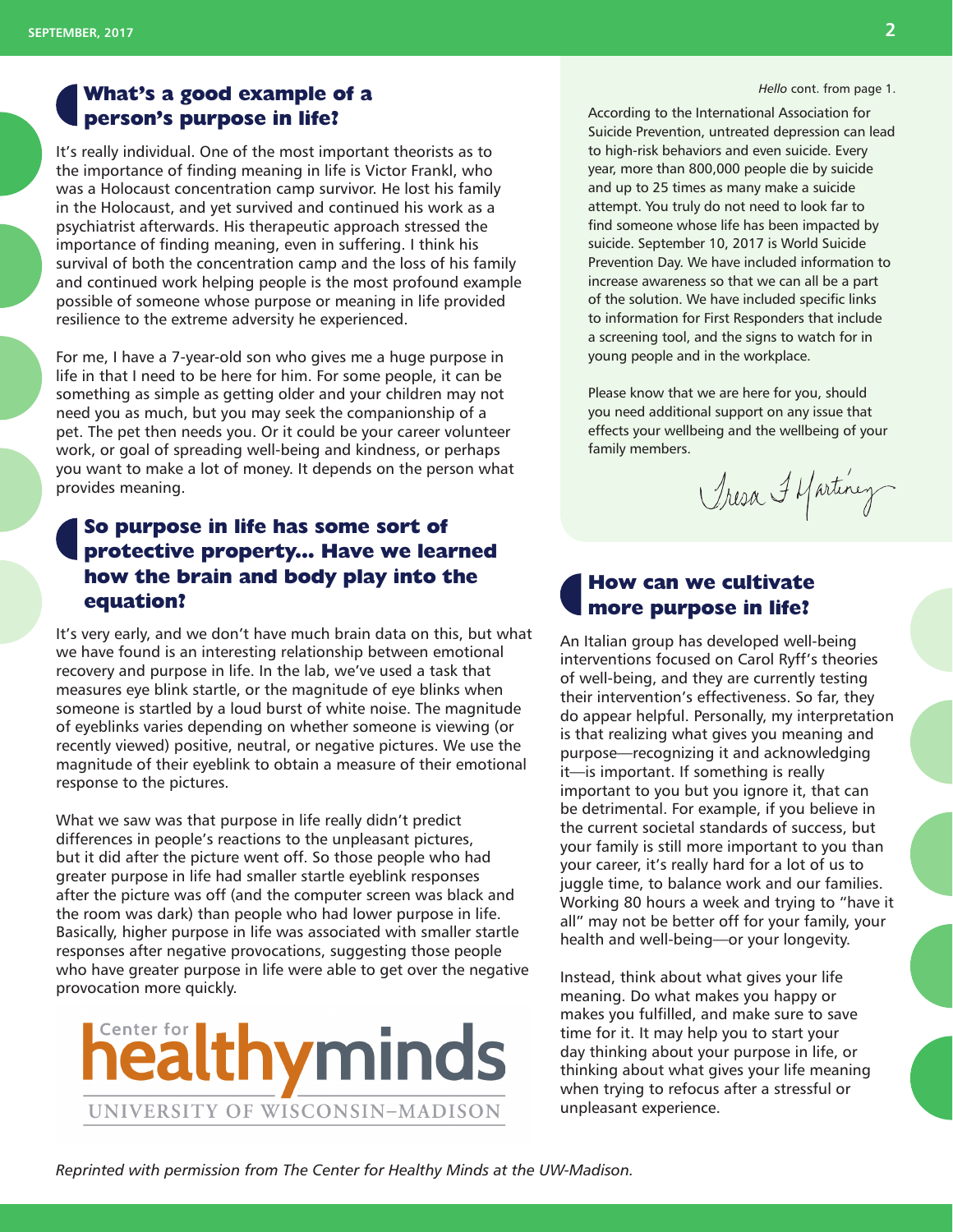## What's a good example of a person's purpose in life?

It's really individual. One of the most important theorists as to the importance of finding meaning in life is Victor Frankl, who was a Holocaust concentration camp survivor. He lost his family in the Holocaust, and yet survived and continued his work as a psychiatrist afterwards. His therapeutic approach stressed the importance of finding meaning, even in suffering. I think his survival of both the concentration camp and the loss of his family and continued work helping people is the most profound example possible of someone whose purpose or meaning in life provided resilience to the extreme adversity he experienced.

For me, I have a 7-year-old son who gives me a huge purpose in life in that I need to be here for him. For some people, it can be something as simple as getting older and your children may not need you as much, but you may seek the companionship of a pet. The pet then needs you. Or it could be your career volunteer work, or goal of spreading well-being and kindness, or perhaps you want to make a lot of money. It depends on the person what provides meaning.

## So purpose in life has some sort of protective property... Have we learned how the brain and body play into the equation?

It's very early, and we don't have much brain data on this, but what we have found is an interesting relationship between emotional recovery and purpose in life. In the lab, we've used a task that measures eye blink startle, or the magnitude of eye blinks when someone is startled by a loud burst of white noise. The magnitude of eyeblinks varies depending on whether someone is viewing (or recently viewed) positive, neutral, or negative pictures. We use the magnitude of their eyeblink to obtain a measure of their emotional response to the pictures.

What we saw was that purpose in life really didn't predict differences in people's reactions to the unpleasant pictures, but it did after the picture went off. So those people who had greater purpose in life had smaller startle eyeblink responses after the picture was off (and the computer screen was black and the room was dark) than people who had lower purpose in life. Basically, higher purpose in life was associated with smaller startle responses after negative provocations, suggesting those people who have greater purpose in life were able to get over the negative provocation more quickly.

Center for healthyminds
UNIVERSITY OF WISCONSIN–MADISON

*Hello* cont. from page 1.

According to the International Association for Suicide Prevention, untreated depression can lead to high-risk behaviors and even suicide. Every year, more than 800,000 people die by suicide and up to 25 times as many make a suicide attempt. You truly do not need to look far to find someone whose life has been impacted by suicide. September 10, 2017 is World Suicide Prevention Day. We have included information to increase awareness so that we can all be a part of the solution. We have included specific links to information for First Responders that include a screening tool, and the signs to watch for in young people and in the workplace.

Please know that we are here for you, should you need additional support on any issue that effects your wellbeing and the wellbeing of your family members.

Tresa J Martinez

## How can we cultivate more purpose in life?

An Italian group has developed well-being interventions focused on Carol Ryff's theories of well-being, and they are currently testing their intervention's effectiveness. So far, they do appear helpful. Personally, my interpretation is that realizing what gives you meaning and purpose—recognizing it and acknowledging it—is important. If something is really important to you but you ignore it, that can be detrimental. For example, if you believe in the current societal standards of success, but your family is still more important to you than your career, it's really hard for a lot of us to juggle time, to balance work and our families. Working 80 hours a week and trying to "have it all" may not be better off for your family, your health and well-being—or your longevity.

Instead, think about what gives your life meaning. Do what makes you happy or makes you fulfilled, and make sure to save time for it. It may help you to start your day thinking about your purpose in life, or thinking about what gives your life meaning when trying to refocus after a stressful or unpleasant experience.

*Reprinted with permission from The Center for Healthy Minds at the UW-Madison.*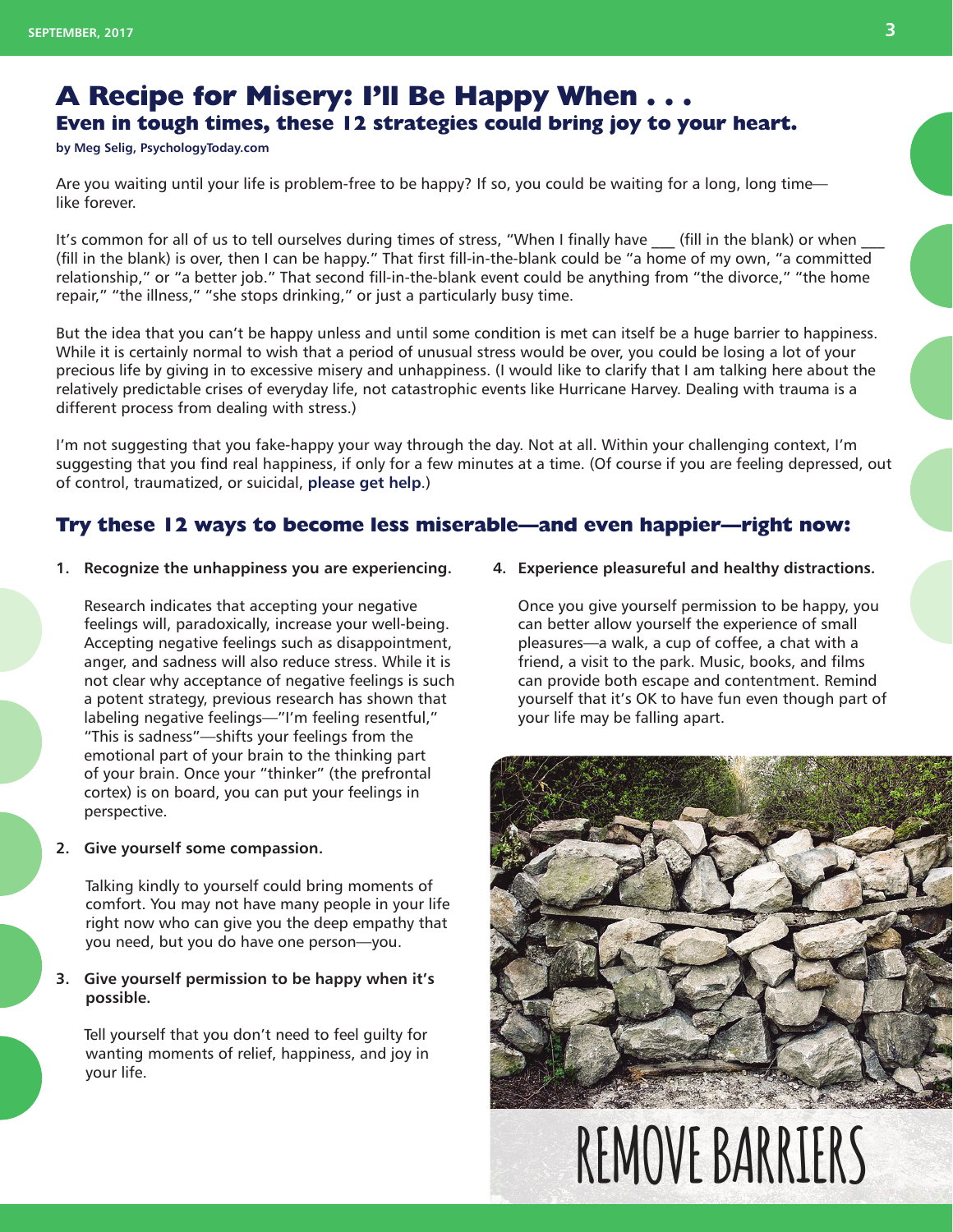# A Recipe for Misery: I'll Be Happy When . . .

## Even in tough times, these 12 strategies could bring joy to your heart.

**by Meg Selig, PsychologyToday.com**

Are you waiting until your life is problem-free to be happy? If so, you could be waiting for a long, long time—like forever.

It's common for all of us to tell ourselves during times of stress, "When I finally have ___ (fill in the blank) or when ___ (fill in the blank) is over, then I can be happy." That first fill-in-the-blank could be "a home of my own, "a committed relationship," or "a better job." That second fill-in-the-blank event could be anything from "the divorce," "the home repair," "the illness," "she stops drinking," or just a particularly busy time.

But the idea that you can't be happy unless and until some condition is met can itself be a huge barrier to happiness. While it is certainly normal to wish that a period of unusual stress would be over, you could be losing a lot of your precious life by giving in to excessive misery and unhappiness. (I would like to clarify that I am talking here about the relatively predictable crises of everyday life, not catastrophic events like Hurricane Harvey. Dealing with trauma is a different process from dealing with stress.)

I'm not suggesting that you fake-happy your way through the day. Not at all. Within your challenging context, I'm suggesting that you find real happiness, if only for a few minutes at a time. (Of course if you are feeling depressed, out of control, traumatized, or suicidal, **please get help**.)

## Try these 12 ways to become less miserable—and even happier—right now:

1. **Recognize the unhappiness you are experiencing.**

   Research indicates that accepting your negative feelings will, paradoxically, increase your well-being. Accepting negative feelings such as disappointment, anger, and sadness will also reduce stress. While it is not clear why acceptance of negative feelings is such a potent strategy, previous research has shown that labeling negative feelings—"I'm feeling resentful," "This is sadness"—shifts your feelings from the emotional part of your brain to the thinking part of your brain. Once your "thinker" (the prefrontal cortex) is on board, you can put your feelings in perspective.

2. **Give yourself some compassion.**

   Talking kindly to yourself could bring moments of comfort. You may not have many people in your life right now who can give you the deep empathy that you need, but you do have one person—you.

3. **Give yourself permission to be happy when it's possible.**

   Tell yourself that you don't need to feel guilty for wanting moments of relief, happiness, and joy in your life.

4. **Experience pleasureful and healthy distractions.**

   Once you give yourself permission to be happy, you can better allow yourself the experience of small pleasures—a walk, a cup of coffee, a chat with a friend, a visit to the park. Music, books, and films can provide both escape and contentment. Remind yourself that it's OK to have fun even though part of your life may be falling apart.

REMOVE BARRIERS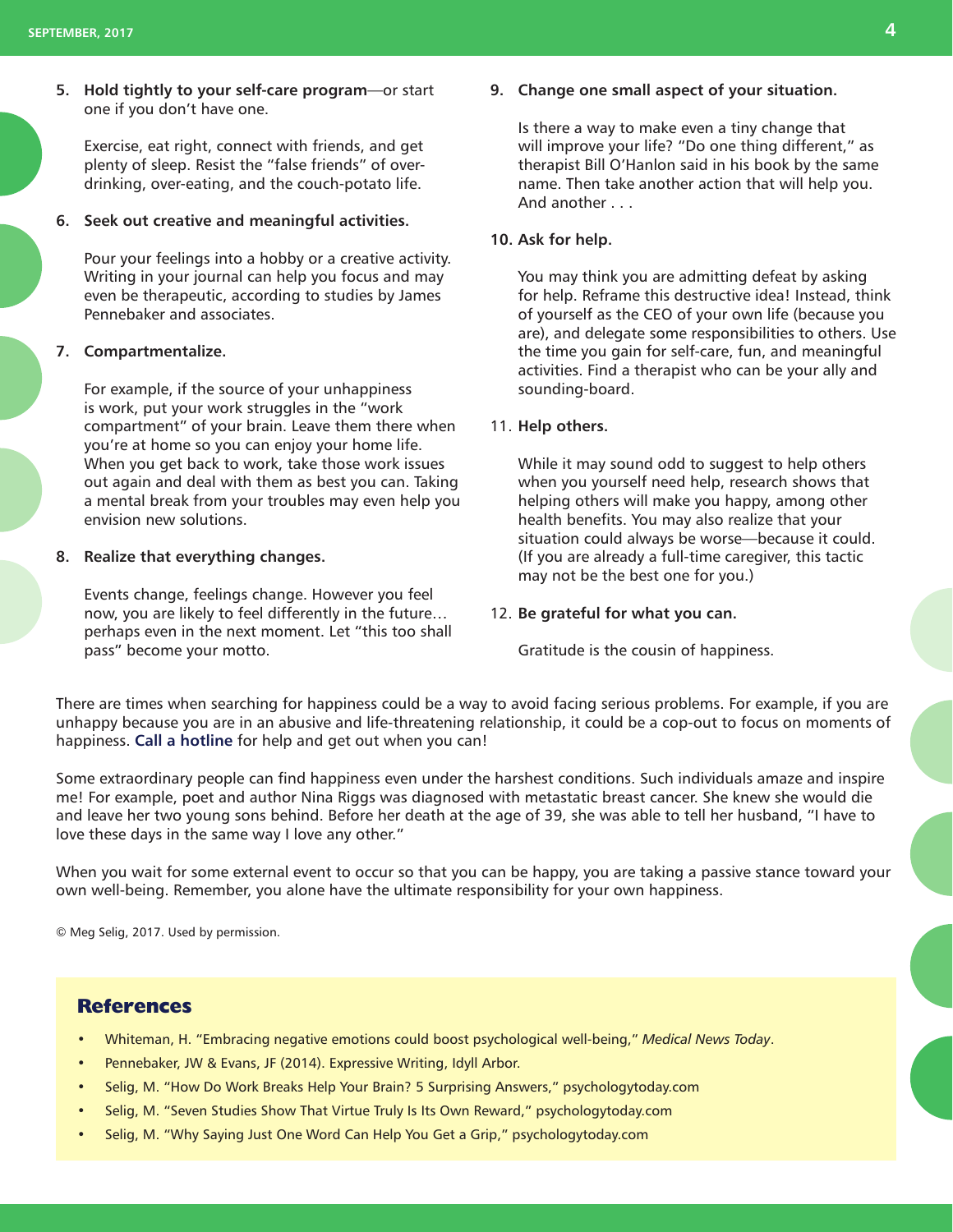5. **Hold tightly to your self-care program**—or start one if you don't have one.

   Exercise, eat right, connect with friends, and get plenty of sleep. Resist the "false friends" of over-drinking, over-eating, and the couch-potato life.

6. **Seek out creative and meaningful activities.**

   Pour your feelings into a hobby or a creative activity. Writing in your journal can help you focus and may even be therapeutic, according to studies by James Pennebaker and associates.

7. **Compartmentalize.**

   For example, if the source of your unhappiness is work, put your work struggles in the "work compartment" of your brain. Leave them there when you're at home so you can enjoy your home life. When you get back to work, take those work issues out again and deal with them as best you can. Taking a mental break from your troubles may even help you envision new solutions.

8. **Realize that everything changes.**

   Events change, feelings change. However you feel now, you are likely to feel differently in the future… perhaps even in the next moment. Let "this too shall pass" become your motto.

9. **Change one small aspect of your situation.**

   Is there a way to make even a tiny change that will improve your life? "Do one thing different," as therapist Bill O'Hanlon said in his book by the same name. Then take another action that will help you. And another . . .

10. **Ask for help.**

    You may think you are admitting defeat by asking for help. Reframe this destructive idea! Instead, think of yourself as the CEO of your own life (because you are), and delegate some responsibilities to others. Use the time you gain for self-care, fun, and meaningful activities. Find a therapist who can be your ally and sounding-board.

11. **Help others.**

    While it may sound odd to suggest to help others when you yourself need help, research shows that helping others will make you happy, among other health benefits. You may also realize that your situation could always be worse—because it could. (If you are already a full-time caregiver, this tactic may not be the best one for you.)

12. **Be grateful for what you can.**

    Gratitude is the cousin of happiness.

There are times when searching for happiness could be a way to avoid facing serious problems. For example, if you are unhappy because you are in an abusive and life-threatening relationship, it could be a cop-out to focus on moments of happiness. **Call a hotline** for help and get out when you can!

Some extraordinary people can find happiness even under the harshest conditions. Such individuals amaze and inspire me! For example, poet and author Nina Riggs was diagnosed with metastatic breast cancer. She knew she would die and leave her two young sons behind. Before her death at the age of 39, she was able to tell her husband, "I have to love these days in the same way I love any other."

When you wait for some external event to occur so that you can be happy, you are taking a passive stance toward your own well-being. Remember, you alone have the ultimate responsibility for your own happiness.

© Meg Selig, 2017. Used by permission.

## References

- Whiteman, H. "Embracing negative emotions could boost psychological well-being," *Medical News Today*.
- Pennebaker, JW & Evans, JF (2014). Expressive Writing, Idyll Arbor.
- Selig, M. "How Do Work Breaks Help Your Brain? 5 Surprising Answers," psychologytoday.com
- Selig, M. "Seven Studies Show That Virtue Truly Is Its Own Reward," psychologytoday.com
- Selig, M. "Why Saying Just One Word Can Help You Get a Grip," psychologytoday.com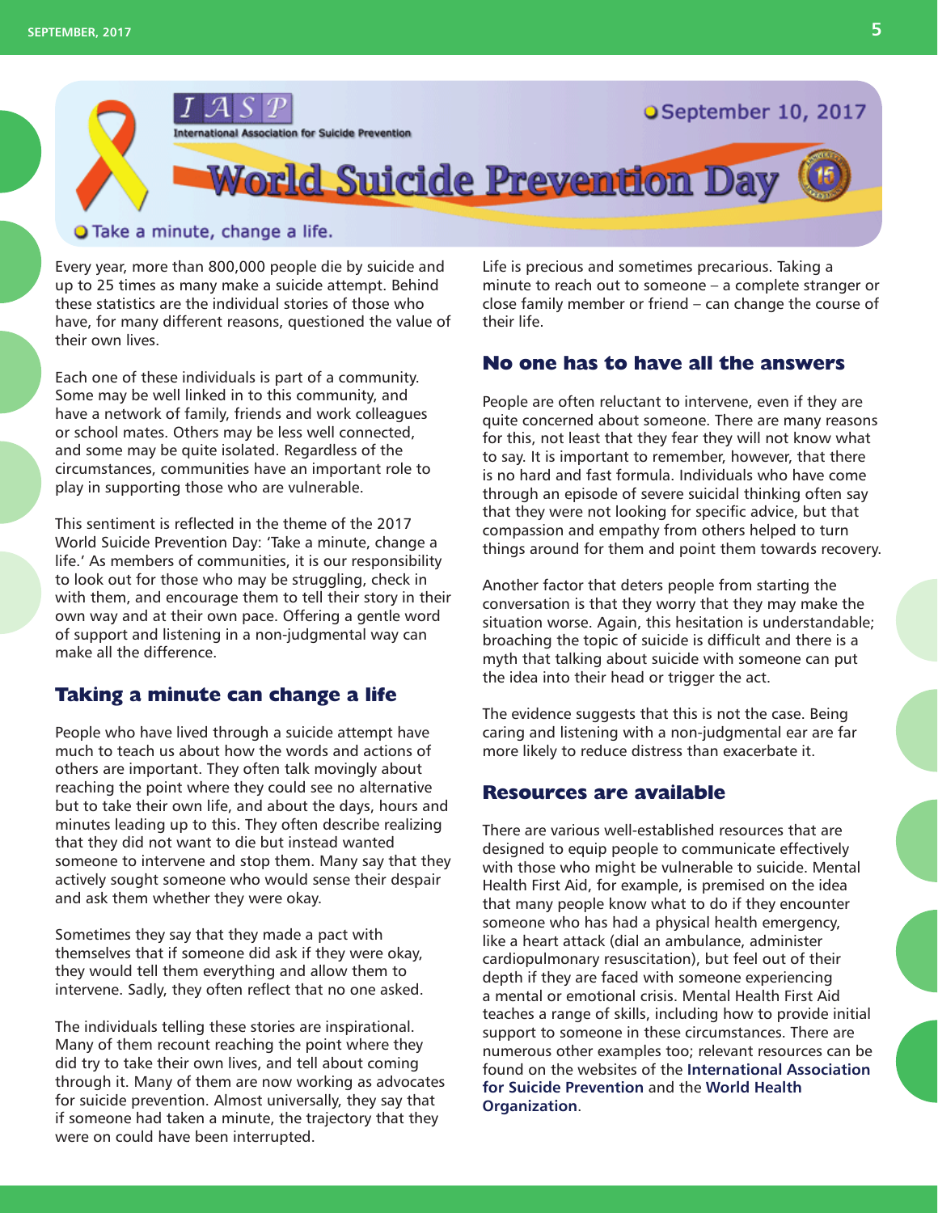IASP
International Association for Suicide Prevention

September 10, 2017

# World Suicide Prevention Day

Take a minute, change a life.

Every year, more than 800,000 people die by suicide and up to 25 times as many make a suicide attempt. Behind these statistics are the individual stories of those who have, for many different reasons, questioned the value of their own lives.

Each one of these individuals is part of a community. Some may be well linked in to this community, and have a network of family, friends and work colleagues or school mates. Others may be less well connected, and some may be quite isolated. Regardless of the circumstances, communities have an important role to play in supporting those who are vulnerable.

This sentiment is reflected in the theme of the 2017 World Suicide Prevention Day: 'Take a minute, change a life.' As members of communities, it is our responsibility to look out for those who may be struggling, check in with them, and encourage them to tell their story in their own way and at their own pace. Offering a gentle word of support and listening in a non-judgmental way can make all the difference.

## Taking a minute can change a life

People who have lived through a suicide attempt have much to teach us about how the words and actions of others are important. They often talk movingly about reaching the point where they could see no alternative but to take their own life, and about the days, hours and minutes leading up to this. They often describe realizing that they did not want to die but instead wanted someone to intervene and stop them. Many say that they actively sought someone who would sense their despair and ask them whether they were okay.

Sometimes they say that they made a pact with themselves that if someone did ask if they were okay, they would tell them everything and allow them to intervene. Sadly, they often reflect that no one asked.

The individuals telling these stories are inspirational. Many of them recount reaching the point where they did try to take their own lives, and tell about coming through it. Many of them are now working as advocates for suicide prevention. Almost universally, they say that if someone had taken a minute, the trajectory that they were on could have been interrupted.

Life is precious and sometimes precarious. Taking a minute to reach out to someone – a complete stranger or close family member or friend – can change the course of their life.

## No one has to have all the answers

People are often reluctant to intervene, even if they are quite concerned about someone. There are many reasons for this, not least that they fear they will not know what to say. It is important to remember, however, that there is no hard and fast formula. Individuals who have come through an episode of severe suicidal thinking often say that they were not looking for specific advice, but that compassion and empathy from others helped to turn things around for them and point them towards recovery.

Another factor that deters people from starting the conversation is that they worry that they may make the situation worse. Again, this hesitation is understandable; broaching the topic of suicide is difficult and there is a myth that talking about suicide with someone can put the idea into their head or trigger the act.

The evidence suggests that this is not the case. Being caring and listening with a non-judgmental ear are far more likely to reduce distress than exacerbate it.

## Resources are available

There are various well-established resources that are designed to equip people to communicate effectively with those who might be vulnerable to suicide. Mental Health First Aid, for example, is premised on the idea that many people know what to do if they encounter someone who has had a physical health emergency, like a heart attack (dial an ambulance, administer cardiopulmonary resuscitation), but feel out of their depth if they are faced with someone experiencing a mental or emotional crisis. Mental Health First Aid teaches a range of skills, including how to provide initial support to someone in these circumstances. There are numerous other examples too; relevant resources can be found on the websites of the **International Association for Suicide Prevention** and the **World Health Organization**.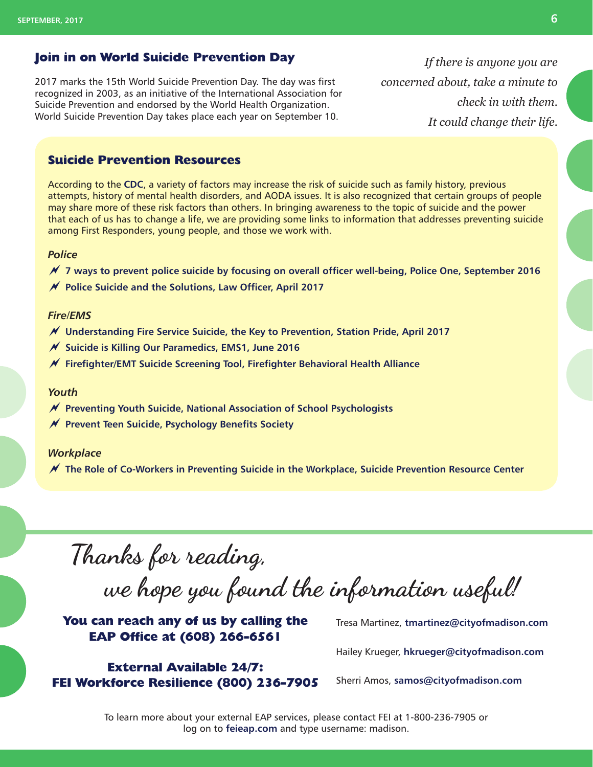## Join in on World Suicide Prevention Day

2017 marks the 15th World Suicide Prevention Day. The day was first recognized in 2003, as an initiative of the International Association for Suicide Prevention and endorsed by the World Health Organization. World Suicide Prevention Day takes place each year on September 10.

*If there is anyone you are concerned about, take a minute to check in with them. It could change their life.*

### Suicide Prevention Resources

According to the **CDC**, a variety of factors may increase the risk of suicide such as family history, previous attempts, history of mental health disorders, and AODA issues. It is also recognized that certain groups of people may share more of these risk factors than others. In bringing awareness to the topic of suicide and the power that each of us has to change a life, we are providing some links to information that addresses preventing suicide among First Responders, young people, and those we work with.

*Police*

- **7 ways to prevent police suicide by focusing on overall officer well-being, Police One, September 2016**
- **Police Suicide and the Solutions, Law Officer, April 2017**

*Fire/EMS*

- **Understanding Fire Service Suicide, the Key to Prevention, Station Pride, April 2017**
- **Suicide is Killing Our Paramedics, EMS1, June 2016**
- **Firefighter/EMT Suicide Screening Tool, Firefighter Behavioral Health Alliance**

*Youth*

- **Preventing Youth Suicide, National Association of School Psychologists**
- **Prevent Teen Suicide, Psychology Benefits Society**

*Workplace*

- **The Role of Co-Workers in Preventing Suicide in the Workplace, Suicide Prevention Resource Center**

## Thanks for reading, we hope you found the information useful!

**You can reach any of us by calling the EAP Office at (608) 266-6561**

**External Available 24/7: FEI Workforce Resilience (800) 236-7905**

Tresa Martinez, **tmartinez@cityofmadison.com**

Hailey Krueger, **hkrueger@cityofmadison.com**

Sherri Amos, **samos@cityofmadison.com**

To learn more about your external EAP services, please contact FEI at 1-800-236-7905 or log on to **feieap.com** and type username: madison.